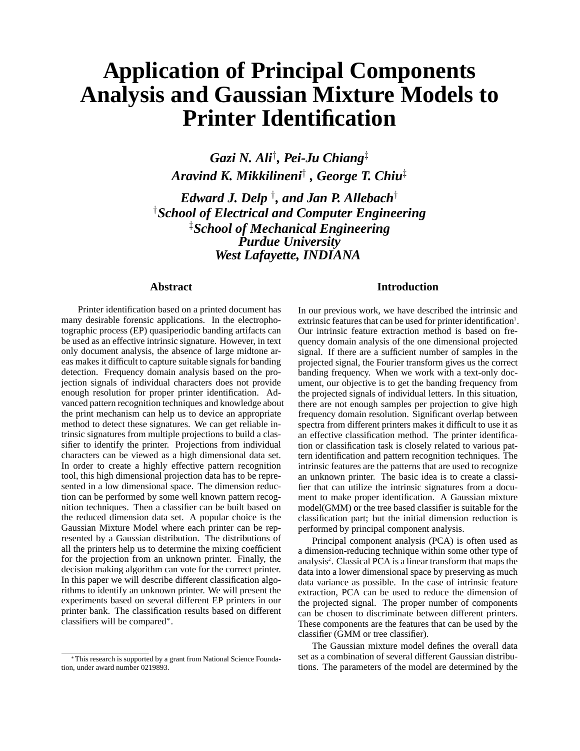# Application of Principal Components Analysis and Gaussian Mixture Models to Printer Identification

***Gazi N. Ali*[†], *Pei-Ju Chiang*[‡]**
***Aravind K. Mikkilineni*[†], *George T. Chiu*[‡]**
***Edward J. Delp*[†], *and Jan P. Allebach*[†]**
*[†]School of Electrical and Computer Engineering*
*[‡]School of Mechanical Engineering*
*Purdue University*
*West Lafayette, INDIANA*

## Abstract

Printer identification based on a printed document has many desirable forensic applications. In the electrophotographic process (EP) quasiperiodic banding artifacts can be used as an effective intrinsic signature. However, in text only document analysis, the absence of large midtone areas makes it difficult to capture suitable signals for banding detection. Frequency domain analysis based on the projection signals of individual characters does not provide enough resolution for proper printer identification. Advanced pattern recognition techniques and knowledge about the print mechanism can help us to device an appropriate method to detect these signatures. We can get reliable intrinsic signatures from multiple projections to build a classifier to identify the printer. Projections from individual characters can be viewed as a high dimensional data set. In order to create a highly effective pattern recognition tool, this high dimensional projection data has to be represented in a low dimensional space. The dimension reduction can be performed by some well known pattern recognition techniques. Then a classifier can be built based on the reduced dimension data set. A popular choice is the Gaussian Mixture Model where each printer can be represented by a Gaussian distribution. The distributions of all the printers help us to determine the mixing coefficient for the projection from an unknown printer. Finally, the decision making algorithm can vote for the correct printer. In this paper we will describe different classification algorithms to identify an unknown printer. We will present the experiments based on several different EP printers in our printer bank. The classification results based on different classifiers will be compared*.

*This research is supported by a grant from National Science Foundation, under award number 0219893.

## Introduction

In our previous work, we have described the intrinsic and extrinsic features that can be used for printer identification[1]. Our intrinsic feature extraction method is based on frequency domain analysis of the one dimensional projected signal. If there are a sufficient number of samples in the projected signal, the Fourier transform gives us the correct banding frequency. When we work with a text-only document, our objective is to get the banding frequency from the projected signals of individual letters. In this situation, there are not enough samples per projection to give high frequency domain resolution. Significant overlap between spectra from different printers makes it difficult to use it as an effective classification method. The printer identification or classification task is closely related to various pattern identification and pattern recognition techniques. The intrinsic features are the patterns that are used to recognize an unknown printer. The basic idea is to create a classifier that can utilize the intrinsic signatures from a document to make proper identification. A Gaussian mixture model(GMM) or the tree based classifier is suitable for the classification part; but the initial dimension reduction is performed by principal component analysis.

Principal component analysis (PCA) is often used as a dimension-reducing technique within some other type of analysis[2]. Classical PCA is a linear transform that maps the data into a lower dimensional space by preserving as much data variance as possible. In the case of intrinsic feature extraction, PCA can be used to reduce the dimension of the projected signal. The proper number of components can be chosen to discriminate between different printers. These components are the features that can be used by the classifier (GMM or tree classifier).

The Gaussian mixture model defines the overall data set as a combination of several different Gaussian distributions. The parameters of the model are determined by the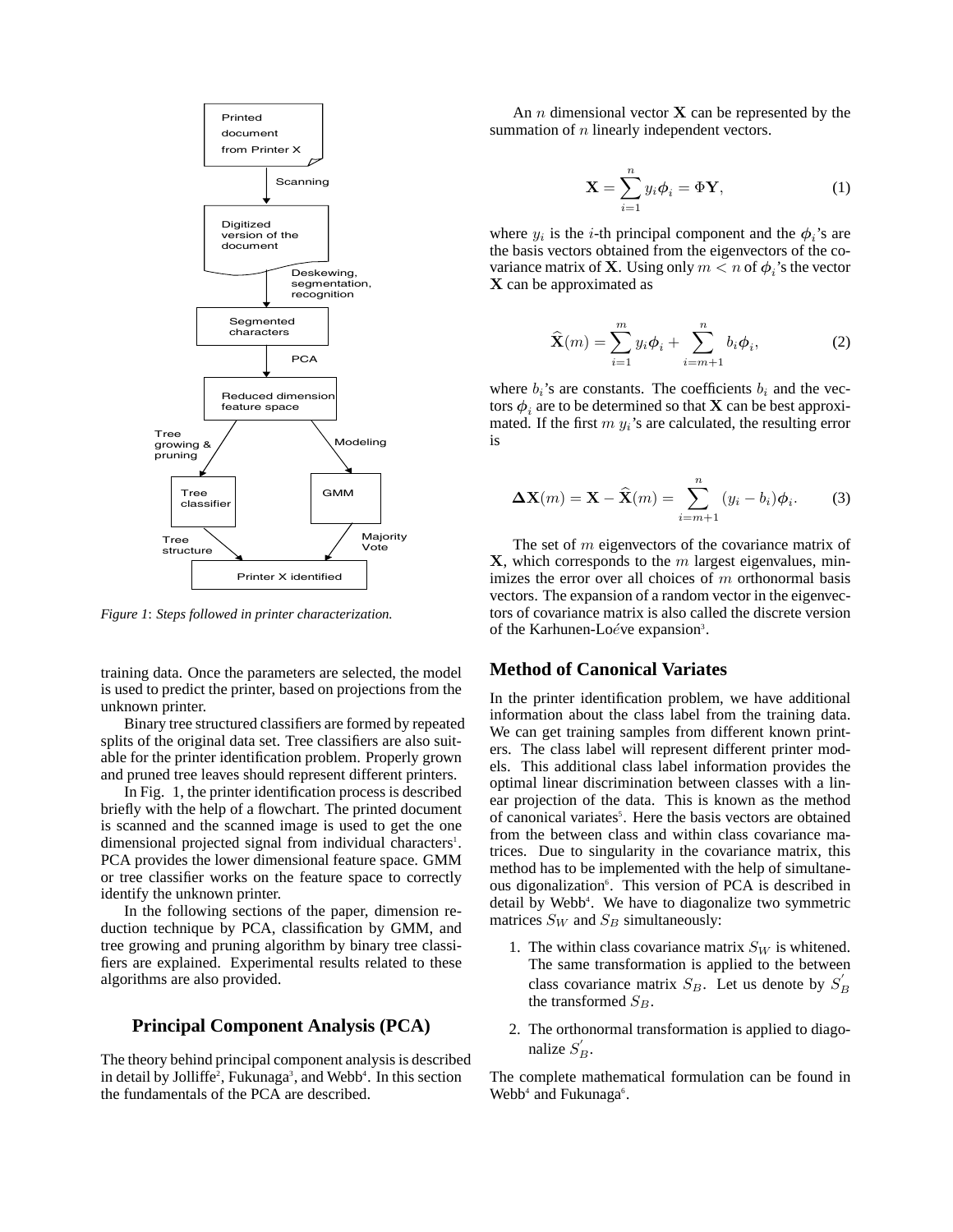Figure 1: *Steps followed in printer characterization.*

training data. Once the parameters are selected, the model is used to predict the printer, based on projections from the unknown printer.

Binary tree structured classifiers are formed by repeated splits of the original data set. Tree classifiers are also suitable for the printer identification problem. Properly grown and pruned tree leaves should represent different printers.

In Fig. 1, the printer identification process is described briefly with the help of a flowchart. The printed document is scanned and the scanned image is used to get the one dimensional projected signal from individual characters[1]. PCA provides the lower dimensional feature space. GMM or tree classifier works on the feature space to correctly identify the unknown printer.

In the following sections of the paper, dimension reduction technique by PCA, classification by GMM, and tree growing and pruning algorithm by binary tree classifiers are explained. Experimental results related to these algorithms are also provided.

## Principal Component Analysis (PCA)

The theory behind principal component analysis is described in detail by Jolliffe[2], Fukunaga[3], and Webb[4]. In this section the fundamentals of the PCA are described.

An $n$ dimensional vector $\mathbf{X}$ can be represented by the summation of $n$ linearly independent vectors.

$$\mathbf{X} = \sum_{i=1}^{n} y_i \boldsymbol{\phi}_i = \Phi \mathbf{Y}, \tag{1}$$

where $y_i$ is the $i$-th principal component and the $\boldsymbol{\phi}_i$'s are the basis vectors obtained from the eigenvectors of the covariance matrix of $\mathbf{X}$. Using only $m < n$ of $\boldsymbol{\phi}_i$'s the vector $\mathbf{X}$ can be approximated as

$$\widehat{\mathbf{X}}(m) = \sum_{i=1}^{m} y_i \boldsymbol{\phi}_i + \sum_{i=m+1}^{n} b_i \boldsymbol{\phi}_i, \tag{2}$$

where $b_i$'s are constants. The coefficients $b_i$ and the vectors $\boldsymbol{\phi}_i$ are to be determined so that $\mathbf{X}$ can be best approximated. If the first $m$ $y_i$'s are calculated, the resulting error is

$$\boldsymbol{\Delta}\mathbf{X}(m) = \mathbf{X} - \widehat{\mathbf{X}}(m) = \sum_{i=m+1}^{n} (y_i - b_i)\boldsymbol{\phi}_i. \tag{3}$$

The set of $m$ eigenvectors of the covariance matrix of $\mathbf{X}$, which corresponds to the $m$ largest eigenvalues, minimizes the error over all choices of $m$ orthonormal basis vectors. The expansion of a random vector in the eigenvectors of covariance matrix is also called the discrete version of the Karhunen-Loéve expansion[3].

## Method of Canonical Variates

In the printer identification problem, we have additional information about the class label from the training data. We can get training samples from different known printers. The class label will represent different printer models. This additional class label information provides the optimal linear discrimination between classes with a linear projection of the data. This is known as the method of canonical variates[5]. Here the basis vectors are obtained from the between class and within class covariance matrices. Due to singularity in the covariance matrix, this method has to be implemented with the help of simultaneous digonalization[6]. This version of PCA is described in detail by Webb[4]. We have to diagonalize two symmetric matrices $S_W$ and $S_B$ simultaneously:

1. The within class covariance matrix $S_W$ is whitened. The same transformation is applied to the between class covariance matrix $S_B$. Let us denote by $S_B^{'}$ the transformed $S_B$.
2. The orthonormal transformation is applied to diagonalize $S_B^{'}$.

The complete mathematical formulation can be found in Webb[4] and Fukunaga[6].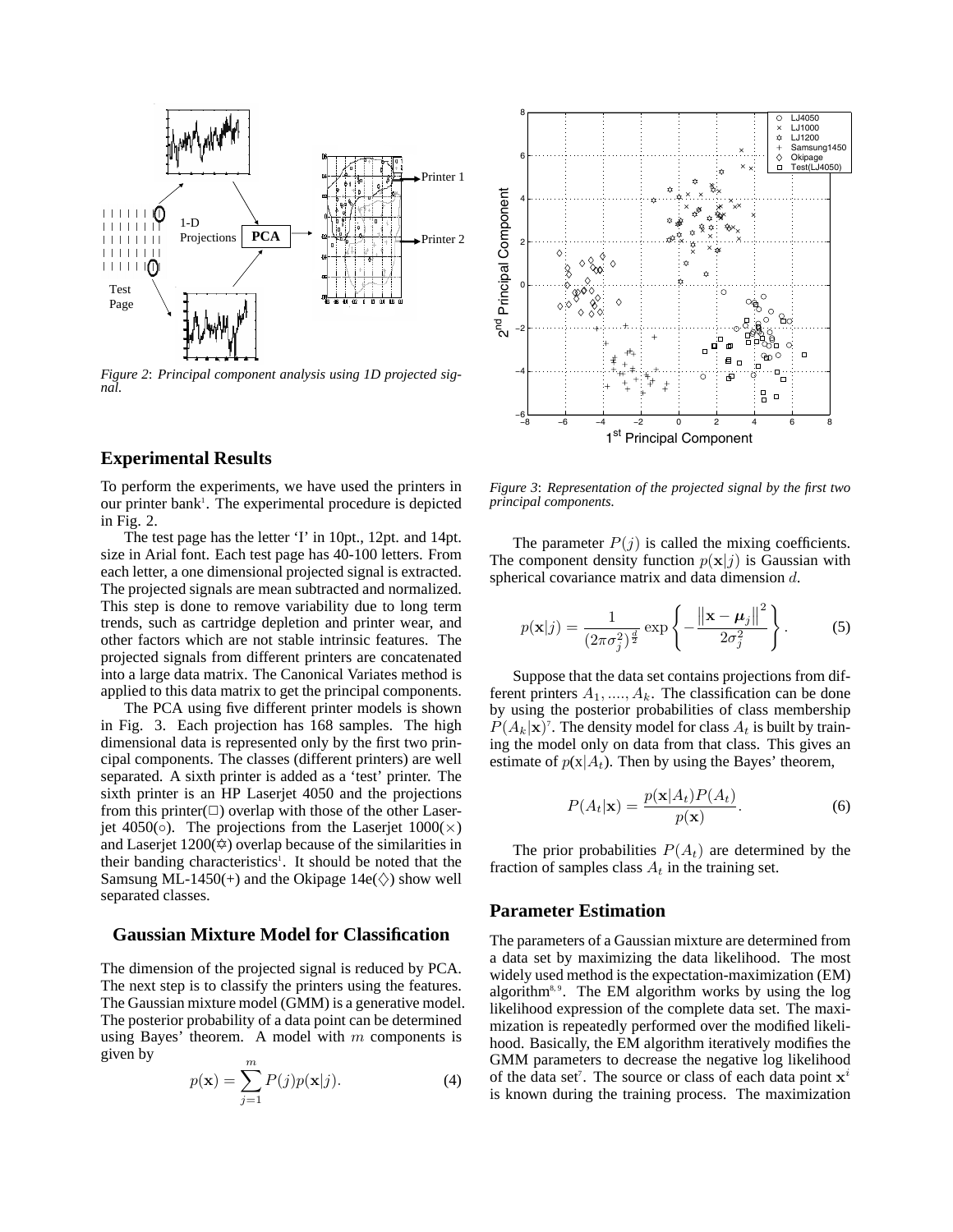*Figure 2*: *Principal component analysis using 1D projected signal.*

*Figure 3*: *Representation of the projected signal by the first two principal components.*

## Experimental Results

To perform the experiments, we have used the printers in our printer bank[1]. The experimental procedure is depicted in Fig. 2.

The test page has the letter 'I' in 10pt., 12pt. and 14pt. size in Arial font. Each test page has 40-100 letters. From each letter, a one dimensional projected signal is extracted. The projected signals are mean subtracted and normalized. This step is done to remove variability due to long term trends, such as cartridge depletion and printer wear, and other factors which are not stable intrinsic features. The projected signals from different printers are concatenated into a large data matrix. The Canonical Variates method is applied to this data matrix to get the principal components.

The PCA using five different printer models is shown in Fig. 3. Each projection has 168 samples. The high dimensional data is represented only by the first two principal components. The classes (different printers) are well separated. A sixth printer is added as a 'test' printer. The sixth printer is an HP Laserjet 4050 and the projections from this printer(□) overlap with those of the other Laserjet 4050(○). The projections from the Laserjet 1000(×) and Laserjet 1200(✡) overlap because of the similarities in their banding characteristics[1]. It should be noted that the Samsung ML-1450(+) and the Okipage 14e(◇) show well separated classes.

## Gaussian Mixture Model for Classification

The dimension of the projected signal is reduced by PCA. The next step is to classify the printers using the features. The Gaussian mixture model (GMM) is a generative model. The posterior probability of a data point can be determined using Bayes' theorem. A model with $m$ components is given by

$$p(\mathbf{x}) = \sum_{j=1}^{m} P(j)p(\mathbf{x}|j). \tag{4}$$

The parameter $P(j)$ is called the mixing coefficients. The component density function $p(\mathbf{x}|j)$ is Gaussian with spherical covariance matrix and data dimension $d$.

$$p(\mathbf{x}|j) = \frac{1}{(2\pi\sigma_j^2)^{\frac{d}{2}}} \exp\left\{ -\frac{\left\| \mathbf{x} - \boldsymbol{\mu}_j \right\|^2}{2\sigma_j^2} \right\}. \tag{5}$$

Suppose that the data set contains projections from different printers $A_1, ...., A_k$. The classification can be done by using the posterior probabilities of class membership $P(A_k|\mathbf{x})$[7]. The density model for class $A_t$ is built by training the model only on data from that class. This gives an estimate of $p(\mathrm{x}|A_t)$. Then by using the Bayes' theorem,

$$P(A_t|\mathbf{x}) = \frac{p(\mathbf{x}|A_t)P(A_t)}{p(\mathbf{x})}. \tag{6}$$

The prior probabilities $P(A_t)$ are determined by the fraction of samples class $A_t$ in the training set.

## Parameter Estimation

The parameters of a Gaussian mixture are determined from a data set by maximizing the data likelihood. The most widely used method is the expectation-maximization (EM) algorithm[8, 9]. The EM algorithm works by using the log likelihood expression of the complete data set. The maximization is repeatedly performed over the modified likelihood. Basically, the EM algorithm iteratively modifies the GMM parameters to decrease the negative log likelihood of the data set[7]. The source or class of each data point $\mathbf{x}^i$ is known during the training process. The maximization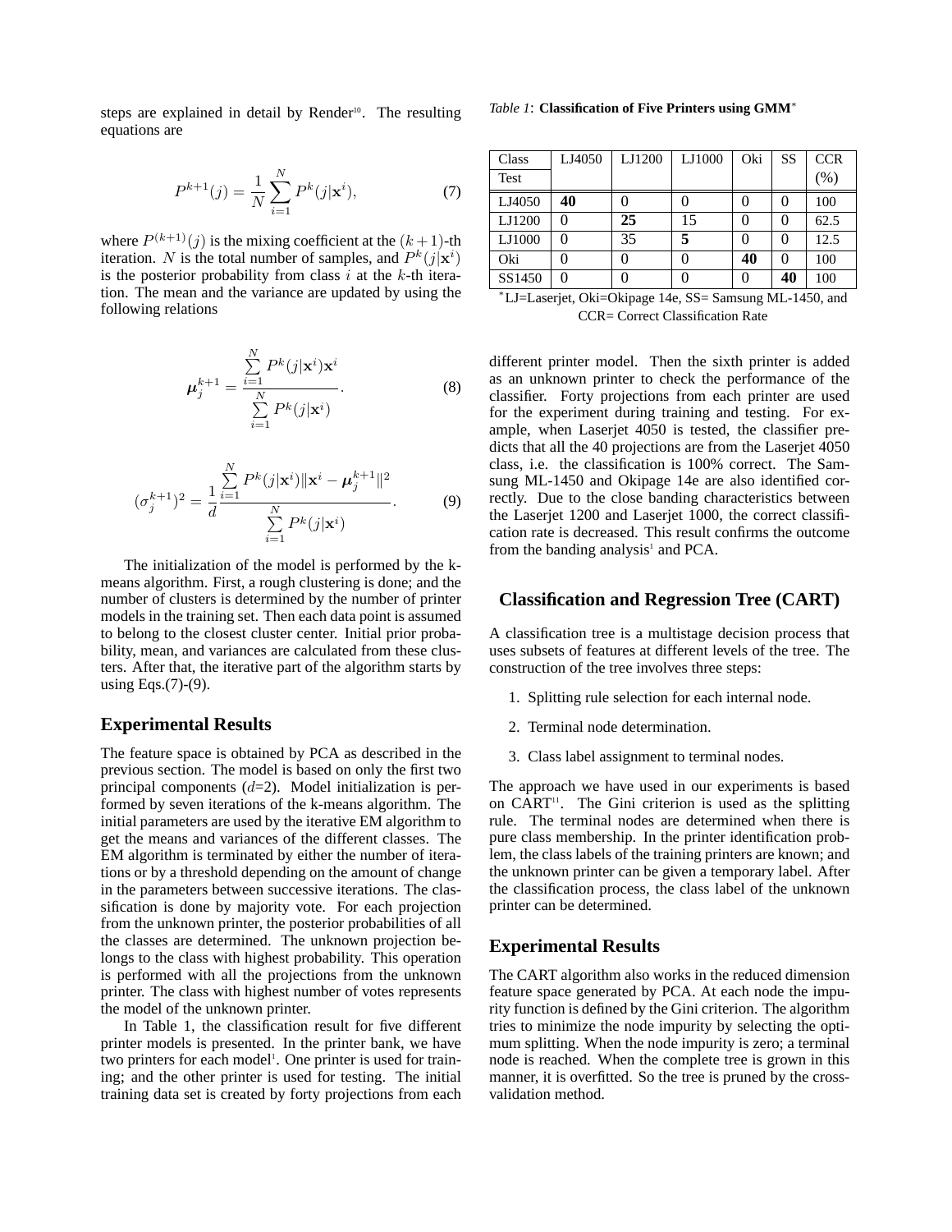steps are explained in detail by Render[10]. The resulting equations are

$$P^{k+1}(j) = \frac{1}{N} \sum_{i=1}^{N} P^k(j|\mathbf{x}^i), \tag{7}$$

where $P^{(k+1)}(j)$ is the mixing coefficient at the $(k+1)$-th iteration. $N$ is the total number of samples, and $P^k(j|\mathbf{x}^i)$ is the posterior probability from class $i$ at the $k$-th iteration. The mean and the variance are updated by using the following relations

$$\boldsymbol{\mu}_j^{k+1} = \frac{\sum_{i=1}^{N} P^k(j|\mathbf{x}^i)\mathbf{x}^i}{\sum_{i=1}^{N} P^k(j|\mathbf{x}^i)}. \tag{8}$$

$$(\sigma_j^{k+1})^2 = \frac{1}{d} \frac{\sum_{i=1}^{N} P^k(j|\mathbf{x}^i)\|\mathbf{x}^i - \boldsymbol{\mu}_j^{k+1}\|^2}{\sum_{i=1}^{N} P^k(j|\mathbf{x}^i)}. \tag{9}$$

The initialization of the model is performed by the k-means algorithm. First, a rough clustering is done; and the number of clusters is determined by the number of printer models in the training set. Then each data point is assumed to belong to the closest cluster center. Initial prior probability, mean, and variances are calculated from these clusters. After that, the iterative part of the algorithm starts by using Eqs.(7)-(9).

## Experimental Results

The feature space is obtained by PCA as described in the previous section. The model is based on only the first two principal components ($d$=2). Model initialization is performed by seven iterations of the k-means algorithm. The initial parameters are used by the iterative EM algorithm to get the means and variances of the different classes. The EM algorithm is terminated by either the number of iterations or by a threshold depending on the amount of change in the parameters between successive iterations. The classification is done by majority vote. For each projection from the unknown printer, the posterior probabilities of all the classes are determined. The unknown projection belongs to the class with highest probability. This operation is performed with all the projections from the unknown printer. The class with highest number of votes represents the model of the unknown printer.

In Table 1, the classification result for five different printer models is presented. In the printer bank, we have two printers for each model[1]. One printer is used for training; and the other printer is used for testing. The initial training data set is created by forty projections from each different printer model. Then the sixth printer is added as an unknown printer to check the performance of the classifier. Forty projections from each printer are used for the experiment during training and testing. For example, when Laserjet 4050 is tested, the classifier predicts that all the 40 projections are from the Laserjet 4050 class, i.e. the classification is 100% correct. The Samsung ML-1450 and Okipage 14e are also identified correctly. Due to the close banding characteristics between the Laserjet 1200 and Laserjet 1000, the correct classification rate is decreased. This result confirms the outcome from the banding analysis[1] and PCA.

*Table 1*: **Classification of Five Printers using GMM***

| Class / Test | LJ4050 | LJ1200 | LJ1000 | Oki | SS | CCR (%) |
|---|---|---|---|---|---|---|
| LJ4050 | **40** | 0 | 0 | 0 | 0 | 100 |
| LJ1200 | 0 | **25** | 15 | 0 | 0 | 62.5 |
| LJ1000 | 0 | 35 | **5** | 0 | 0 | 12.5 |
| Oki | 0 | 0 | 0 | **40** | 0 | 100 |
| SS1450 | 0 | 0 | 0 | 0 | **40** | 100 |

*LJ=Laserjet, Oki=Okipage 14e, SS= Samsung ML-1450, and CCR= Correct Classification Rate

## Classification and Regression Tree (CART)

A classification tree is a multistage decision process that uses subsets of features at different levels of the tree. The construction of the tree involves three steps:

1. Splitting rule selection for each internal node.
2. Terminal node determination.
3. Class label assignment to terminal nodes.

The approach we have used in our experiments is based on CART[11]. The Gini criterion is used as the splitting rule. The terminal nodes are determined when there is pure class membership. In the printer identification problem, the class labels of the training printers are known; and the unknown printer can be given a temporary label. After the classification process, the class label of the unknown printer can be determined.

## Experimental Results

The CART algorithm also works in the reduced dimension feature space generated by PCA. At each node the impurity function is defined by the Gini criterion. The algorithm tries to minimize the node impurity by selecting the optimum splitting. When the node impurity is zero; a terminal node is reached. When the complete tree is grown in this manner, it is overfitted. So the tree is pruned by the cross-validation method.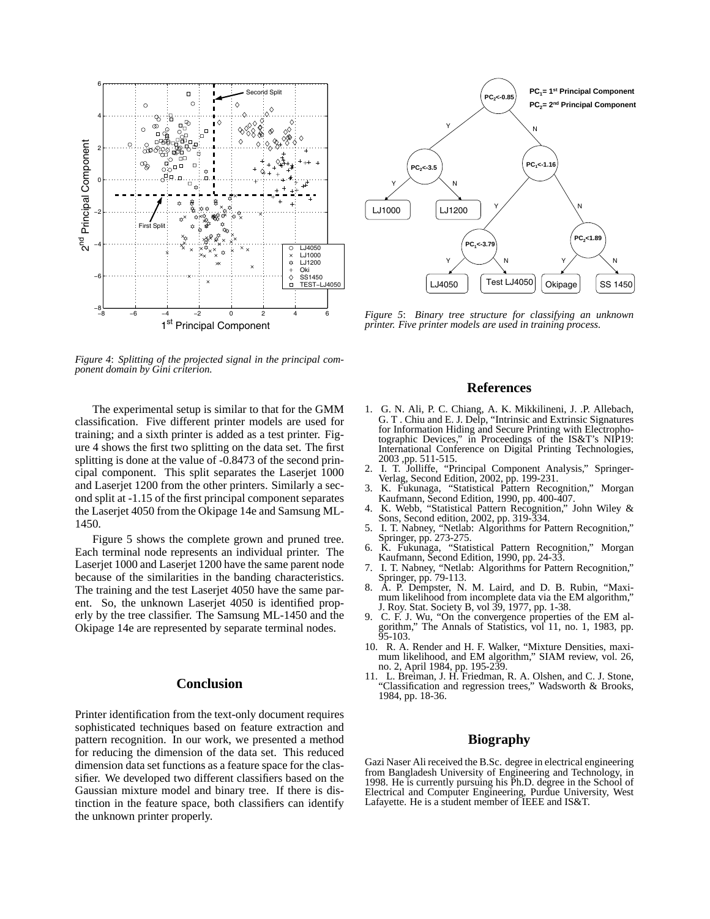2nd Principal Component

1st Principal Component

Second Split

First Split

LJ4050
LJ1000
LJ1200
Oki
SS1450
TEST−LJ4050

*Figure 4: Splitting of the projected signal in the principal component domain by Gini criterion.*

$PC_1$= 1st Principal Component

$PC_2$= 2nd Principal Component

$PC_2$<-0.85

$PC_2$<-3.5

$PC_1$<-1.16

LJ1000

LJ1200

$PC_1$<-3.79

$PC_2$<1.89

LJ4050

Test LJ4050

Okipage

SS 1450

*Figure 5: Binary tree structure for classifying an unknown printer. Five printer models are used in training process.*

The experimental setup is similar to that for the GMM classification. Five different printer models are used for training; and a sixth printer is added as a test printer. Figure 4 shows the first two splitting on the data set. The first splitting is done at the value of -0.8473 of the second principal component. This split separates the Laserjet 1000 and Laserjet 1200 from the other printers. Similarly a second split at -1.15 of the first principal component separates the Laserjet 4050 from the Okipage 14e and Samsung ML-1450.

Figure 5 shows the complete grown and pruned tree. Each terminal node represents an individual printer. The Laserjet 1000 and Laserjet 1200 have the same parent node because of the similarities in the banding characteristics. The training and the test Laserjet 4050 have the same parent. So, the unknown Laserjet 4050 is identified properly by the tree classifier. The Samsung ML-1450 and the Okipage 14e are represented by separate terminal nodes.

## Conclusion

Printer identification from the text-only document requires sophisticated techniques based on feature extraction and pattern recognition. In our work, we presented a method for reducing the dimension of the data set. This reduced dimension data set functions as a feature space for the classifier. We developed two different classifiers based on the Gaussian mixture model and binary tree. If there is distinction in the feature space, both classifiers can identify the unknown printer properly.

## References

1. G. N. Ali, P. C. Chiang, A. K. Mikkilineni, J. .P. Allebach, G. T . Chiu and E. J. Delp, "Intrinsic and Extrinsic Signatures for Information Hiding and Secure Printing with Electrophotographic Devices," in Proceedings of the IS&T's NIP19: International Conference on Digital Printing Technologies, 2003 ,pp. 511-515.
2. I. T. Jolliffe, "Principal Component Analysis," Springer-Verlag, Second Edition, 2002, pp. 199-231.
3. K. Fukunaga, "Statistical Pattern Recognition," Morgan Kaufmann, Second Edition, 1990, pp. 400-407.
4. K. Webb, "Statistical Pattern Recognition," John Wiley & Sons, Second edition, 2002, pp. 319-334.
5. I. T. Nabney, "Netlab: Algorithms for Pattern Recognition," Springer, pp. 273-275.
6. K. Fukunaga, "Statistical Pattern Recognition," Morgan Kaufmann, Second Edition, 1990, pp. 24-33.
7. I. T. Nabney, "Netlab: Algorithms for Pattern Recognition," Springer, pp. 79-113.
8. A. P. Dempster, N. M. Laird, and D. B. Rubin, "Maximum likelihood from incomplete data via the EM algorithm," J. Roy. Stat. Society B, vol 39, 1977, pp. 1-38.
9. C. F. J. Wu, "On the convergence properties of the EM algorithm," The Annals of Statistics, vol 11, no. 1, 1983, pp. 95-103.
10. R. A. Render and H. F. Walker, "Mixture Densities, maximum likelihood, and EM algorithm," SIAM review, vol. 26, no. 2, April 1984, pp. 195-239.
11. L. Breiman, J. H. Friedman, R. A. Olshen, and C. J. Stone, "Classification and regression trees," Wadsworth & Brooks, 1984, pp. 18-36.

## Biography

Gazi Naser Ali received the B.Sc. degree in electrical engineering from Bangladesh University of Engineering and Technology, in 1998. He is currently pursuing his Ph.D. degree in the School of Electrical and Computer Engineering, Purdue University, West Lafayette. He is a student member of IEEE and IS&T.